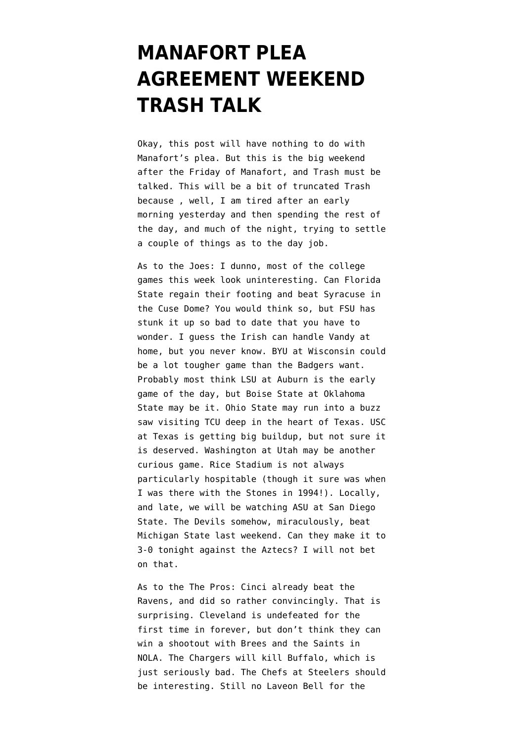# MANAFORT PLEA AGREEMENT WEEKEND TRASH TALK

Okay, this post will have nothing to do with Manafort's plea. But this is the big weekend after the Friday of Manafort, and Trash must be talked. This will be a bit of truncated Trash because , well, I am tired after an early morning yesterday and then spending the rest of the day, and much of the night, trying to settle a couple of things as to the day job.

As to the Joes: I dunno, most of the college games this week look uninteresting. Can Florida State regain their footing and beat Syracuse in the Cuse Dome? You would think so, but FSU has stunk it up so bad to date that you have to wonder. I guess the Irish can handle Vandy at home, but you never know. BYU at Wisconsin could be a lot tougher game than the Badgers want. Probably most think LSU at Auburn is the early game of the day, but Boise State at Oklahoma State may be it. Ohio State may run into a buzz saw visiting TCU deep in the heart of Texas. USC at Texas is getting big buildup, but not sure it is deserved. Washington at Utah may be another curious game. Rice Stadium is not always particularly hospitable (though it sure was when I was there with the Stones in 1994!). Locally, and late, we will be watching ASU at San Diego State. The Devils somehow, miraculously, beat Michigan State last weekend. Can they make it to 3-0 tonight against the Aztecs? I will not bet on that.

As to the The Pros: Cinci already beat the Ravens, and did so rather convincingly. That is surprising. Cleveland is undefeated for the first time in forever, but don't think they can win a shootout with Brees and the Saints in NOLA. The Chargers will kill Buffalo, which is just seriously bad. The Chefs at Steelers should be interesting. Still no Laveon Bell for the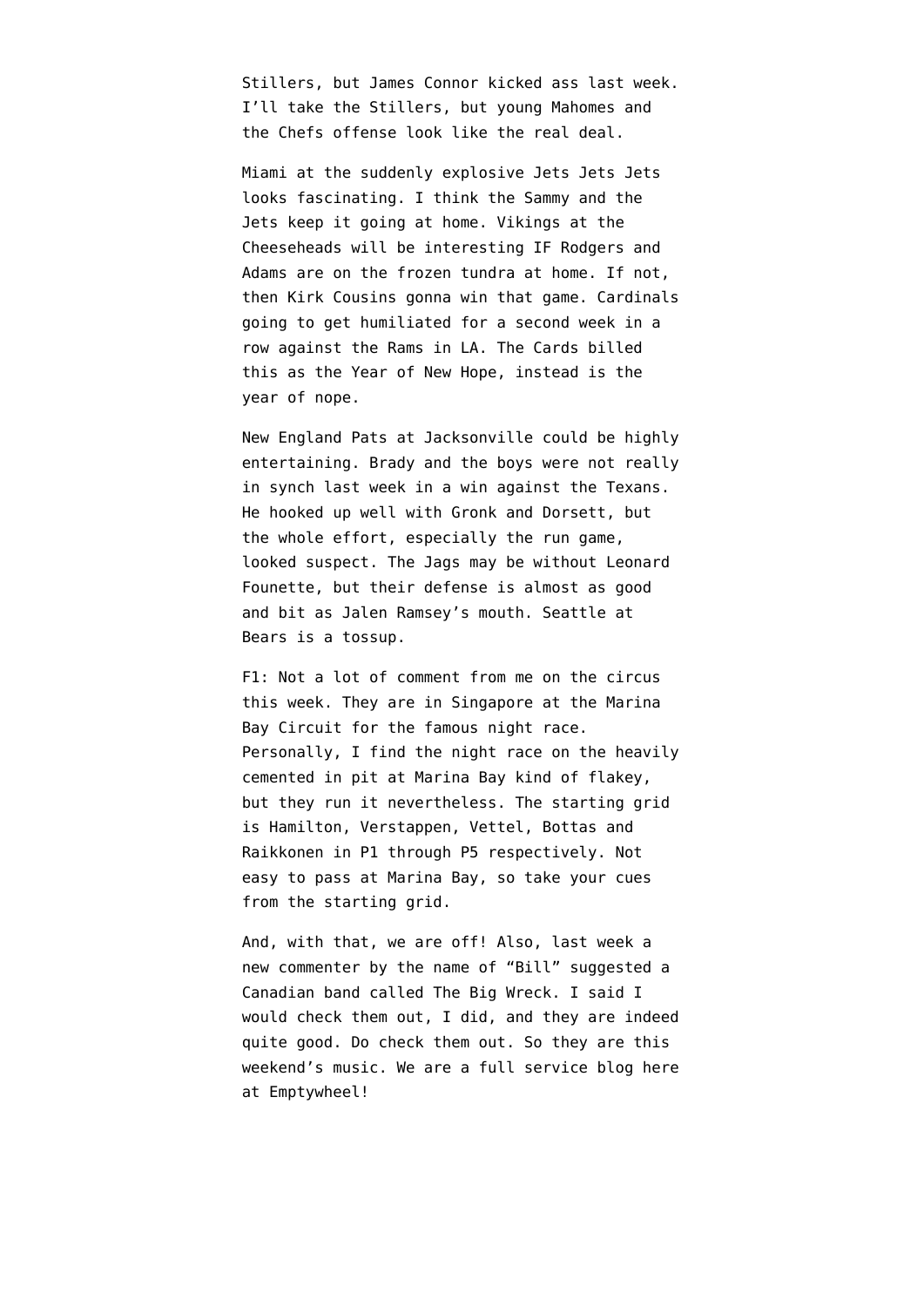Stillers, but James Connor kicked ass last week. I'll take the Stillers, but young Mahomes and the Chefs offense look like the real deal.

Miami at the suddenly explosive Jets Jets Jets looks fascinating. I think the Sammy and the Jets keep it going at home. Vikings at the Cheeseheads will be interesting IF Rodgers and Adams are on the frozen tundra at home. If not, then Kirk Cousins gonna win that game. Cardinals going to get humiliated for a second week in a row against the Rams in LA. The Cards billed this as the Year of New Hope, instead is the year of nope.

New England Pats at Jacksonville could be highly entertaining. Brady and the boys were not really in synch last week in a win against the Texans. He hooked up well with Gronk and Dorsett, but the whole effort, especially the run game, looked suspect. The Jags may be without Leonard Founette, but their defense is almost as good and bit as Jalen Ramsey's mouth. Seattle at Bears is a tossup.

F1: Not a lot of comment from me on the circus this week. They are in Singapore at the Marina Bay Circuit for the famous night race. Personally, I find the night race on the heavily cemented in pit at Marina Bay kind of flakey, but they run it nevertheless. The starting grid is Hamilton, Verstappen, Vettel, Bottas and Raikkonen in P1 through P5 respectively. Not easy to pass at Marina Bay, so take your cues from the starting grid.

And, with that, we are off! Also, last week a new commenter by the name of "Bill" suggested a Canadian band called The Big Wreck. I said I would check them out, I did, and they are indeed quite good. Do check them out. So they are this weekend's music. We are a full service blog here at Emptywheel!